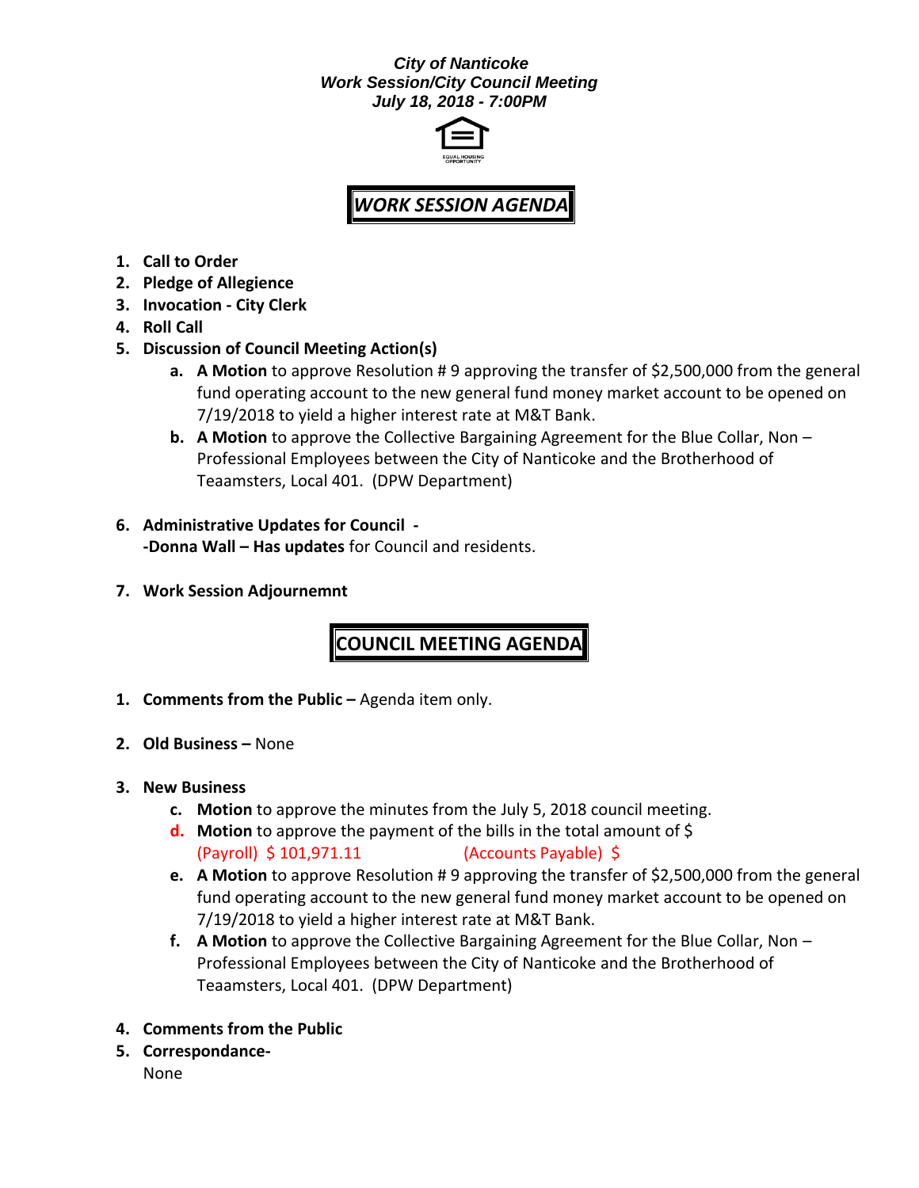***City of Nanticoke***
***Work Session/City Council Meeting***
***July 18, 2018 - 7:00PM***

## *WORK SESSION AGENDA*

1. **Call to Order**
2. **Pledge of Allegience**
3. **Invocation - City Clerk**
4. **Roll Call**
5. **Discussion of Council Meeting Action(s)**
   a. **A Motion** to approve Resolution # 9 approving the transfer of $2,500,000 from the general fund operating account to the new general fund money market account to be opened on 7/19/2018 to yield a higher interest rate at M&T Bank.
   b. **A Motion** to approve the Collective Bargaining Agreement for the Blue Collar, Non – Professional Employees between the City of Nanticoke and the Brotherhood of Teaamsters, Local 401. (DPW Department)

6. **Administrative Updates for Council -**
   **-Donna Wall – Has updates** for Council and residents.

7. **Work Session Adjournemnt**

## COUNCIL MEETING AGENDA

1. **Comments from the Public –** Agenda item only.

2. **Old Business –** None

3. **New Business**
   c. **Motion** to approve the minutes from the July 5, 2018 council meeting.
   d. **Motion** to approve the payment of the bills in the total amount of $
   (Payroll) $ 101,971.11 (Accounts Payable) $
   e. **A Motion** to approve Resolution # 9 approving the transfer of $2,500,000 from the general fund operating account to the new general fund money market account to be opened on 7/19/2018 to yield a higher interest rate at M&T Bank.
   f. **A Motion** to approve the Collective Bargaining Agreement for the Blue Collar, Non – Professional Employees between the City of Nanticoke and the Brotherhood of Teaamsters, Local 401. (DPW Department)

4. **Comments from the Public**
5. **Correspondance-**
   None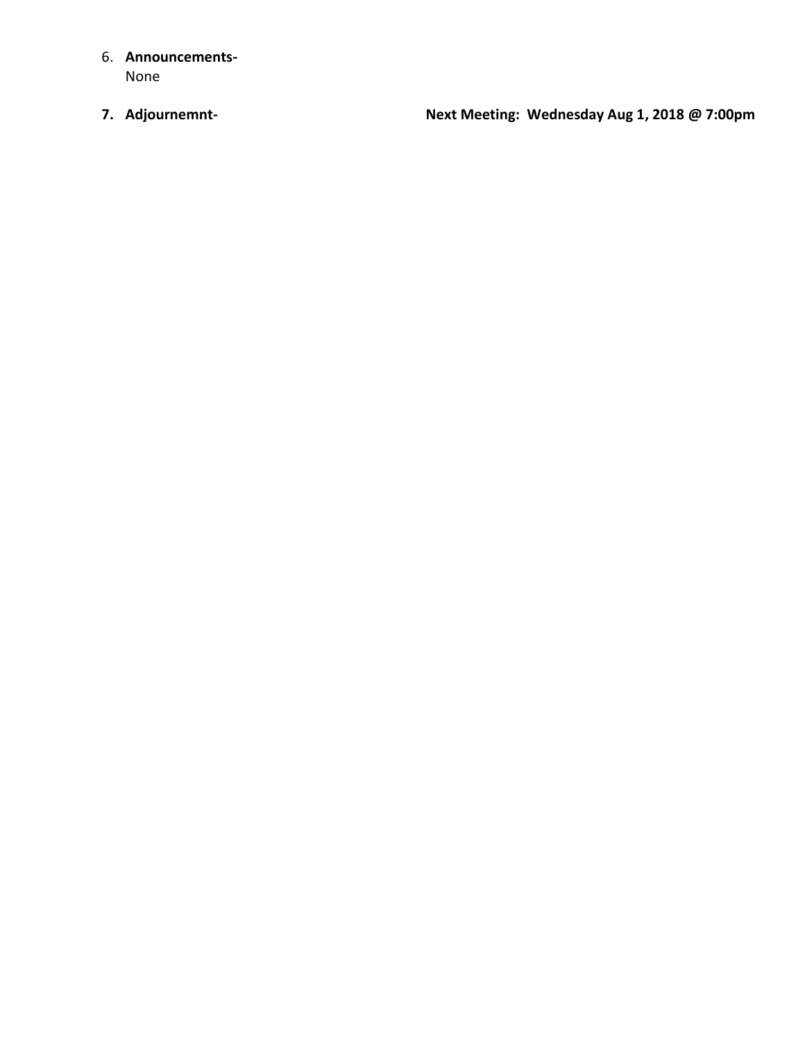6. **Announcements-**
   None

7. **Adjournemnt-** **Next Meeting: Wednesday Aug 1, 2018 @ 7:00pm**